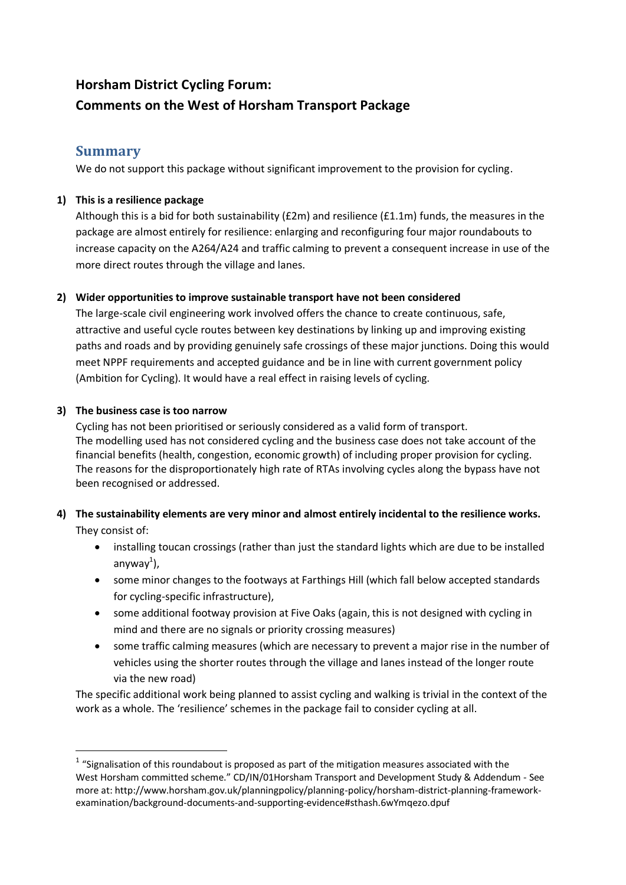# Horsham District Cycling Forum: Comments on the West of Horsham Transport Package

## Summary

We do not support this package without significant improvement to the provision for cycling.

1) **This is a resilience package**

   Although this is a bid for both sustainability (£2m) and resilience (£1.1m) funds, the measures in the package are almost entirely for resilience: enlarging and reconfiguring four major roundabouts to increase capacity on the A264/A24 and traffic calming to prevent a consequent increase in use of the more direct routes through the village and lanes.

2) **Wider opportunities to improve sustainable transport have not been considered**

   The large-scale civil engineering work involved offers the chance to create continuous, safe, attractive and useful cycle routes between key destinations by linking up and improving existing paths and roads and by providing genuinely safe crossings of these major junctions. Doing this would meet NPPF requirements and accepted guidance and be in line with current government policy (Ambition for Cycling). It would have a real effect in raising levels of cycling.

3) **The business case is too narrow**

   Cycling has not been prioritised or seriously considered as a valid form of transport. The modelling used has not considered cycling and the business case does not take account of the financial benefits (health, congestion, economic growth) of including proper provision for cycling. The reasons for the disproportionately high rate of RTAs involving cycles along the bypass have not been recognised or addressed.

4) **The sustainability elements are very minor and almost entirely incidental to the resilience works.**

   They consist of:

   - installing toucan crossings (rather than just the standard lights which are due to be installed anyway[1]),
   - some minor changes to the footways at Farthings Hill (which fall below accepted standards for cycling-specific infrastructure),
   - some additional footway provision at Five Oaks (again, this is not designed with cycling in mind and there are no signals or priority crossing measures)
   - some traffic calming measures (which are necessary to prevent a major rise in the number of vehicles using the shorter routes through the village and lanes instead of the longer route via the new road)

   The specific additional work being planned to assist cycling and walking is trivial in the context of the work as a whole. The 'resilience' schemes in the package fail to consider cycling at all.

---

[1] "Signalisation of this roundabout is proposed as part of the mitigation measures associated with the West Horsham committed scheme." CD/IN/01Horsham Transport and Development Study & Addendum - See more at: http://www.horsham.gov.uk/planningpolicy/planning-policy/horsham-district-planning-framework-examination/background-documents-and-supporting-evidence#sthash.6wYmqezo.dpuf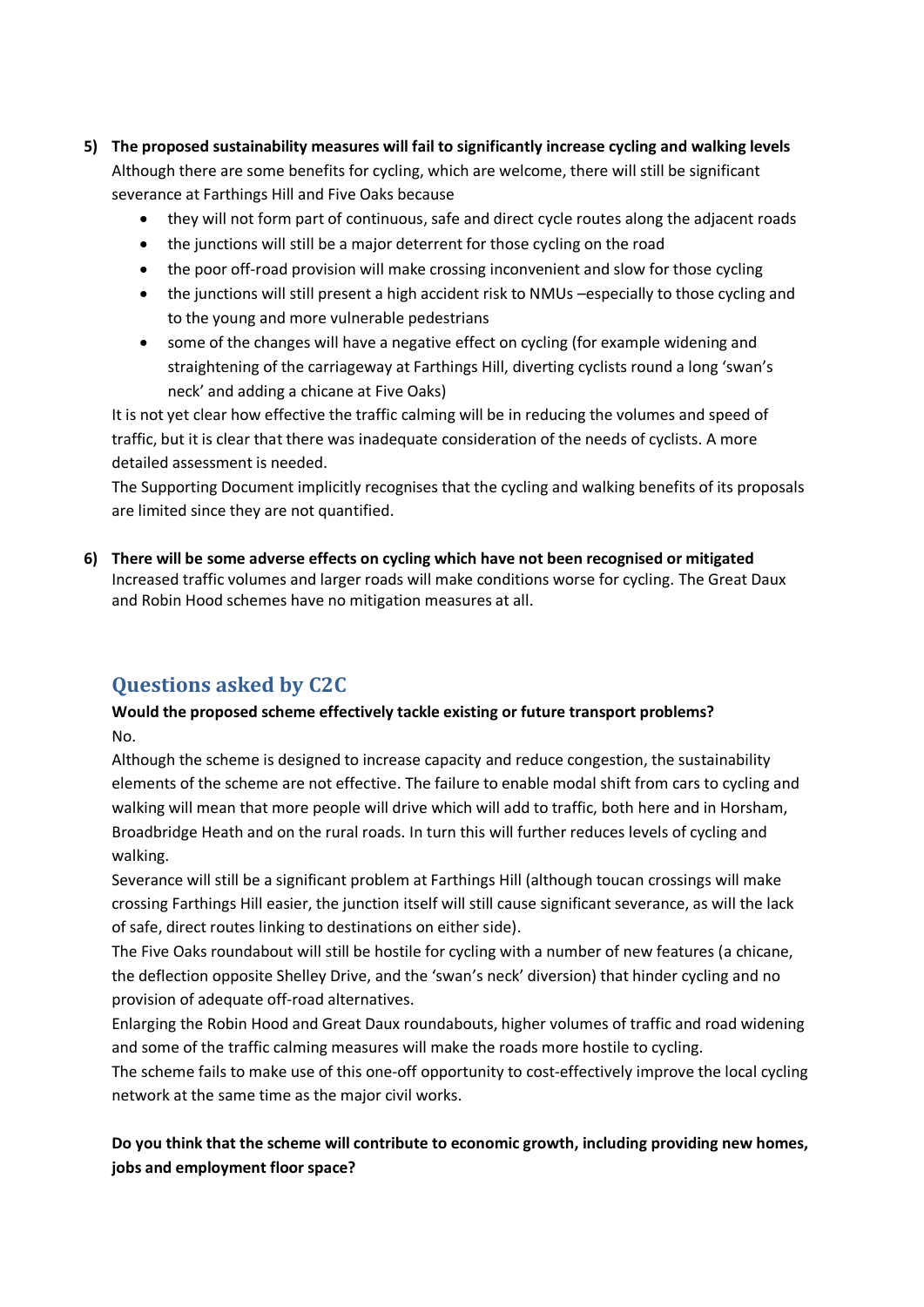5) **The proposed sustainability measures will fail to significantly increase cycling and walking levels**

   Although there are some benefits for cycling, which are welcome, there will still be significant severance at Farthings Hill and Five Oaks because

   - they will not form part of continuous, safe and direct cycle routes along the adjacent roads
   - the junctions will still be a major deterrent for those cycling on the road
   - the poor off-road provision will make crossing inconvenient and slow for those cycling
   - the junctions will still present a high accident risk to NMUs –especially to those cycling and to the young and more vulnerable pedestrians
   - some of the changes will have a negative effect on cycling (for example widening and straightening of the carriageway at Farthings Hill, diverting cyclists round a long 'swan's neck' and adding a chicane at Five Oaks)

   It is not yet clear how effective the traffic calming will be in reducing the volumes and speed of traffic, but it is clear that there was inadequate consideration of the needs of cyclists. A more detailed assessment is needed.

   The Supporting Document implicitly recognises that the cycling and walking benefits of its proposals are limited since they are not quantified.

6) **There will be some adverse effects on cycling which have not been recognised or mitigated**

   Increased traffic volumes and larger roads will make conditions worse for cycling. The Great Daux and Robin Hood schemes have no mitigation measures at all.

## Questions asked by C2C

**Would the proposed scheme effectively tackle existing or future transport problems?**

No.

Although the scheme is designed to increase capacity and reduce congestion, the sustainability elements of the scheme are not effective. The failure to enable modal shift from cars to cycling and walking will mean that more people will drive which will add to traffic, both here and in Horsham, Broadbridge Heath and on the rural roads. In turn this will further reduces levels of cycling and walking.

Severance will still be a significant problem at Farthings Hill (although toucan crossings will make crossing Farthings Hill easier, the junction itself will still cause significant severance, as will the lack of safe, direct routes linking to destinations on either side).

The Five Oaks roundabout will still be hostile for cycling with a number of new features (a chicane, the deflection opposite Shelley Drive, and the 'swan's neck' diversion) that hinder cycling and no provision of adequate off-road alternatives.

Enlarging the Robin Hood and Great Daux roundabouts, higher volumes of traffic and road widening and some of the traffic calming measures will make the roads more hostile to cycling.

The scheme fails to make use of this one-off opportunity to cost-effectively improve the local cycling network at the same time as the major civil works.

**Do you think that the scheme will contribute to economic growth, including providing new homes, jobs and employment floor space?**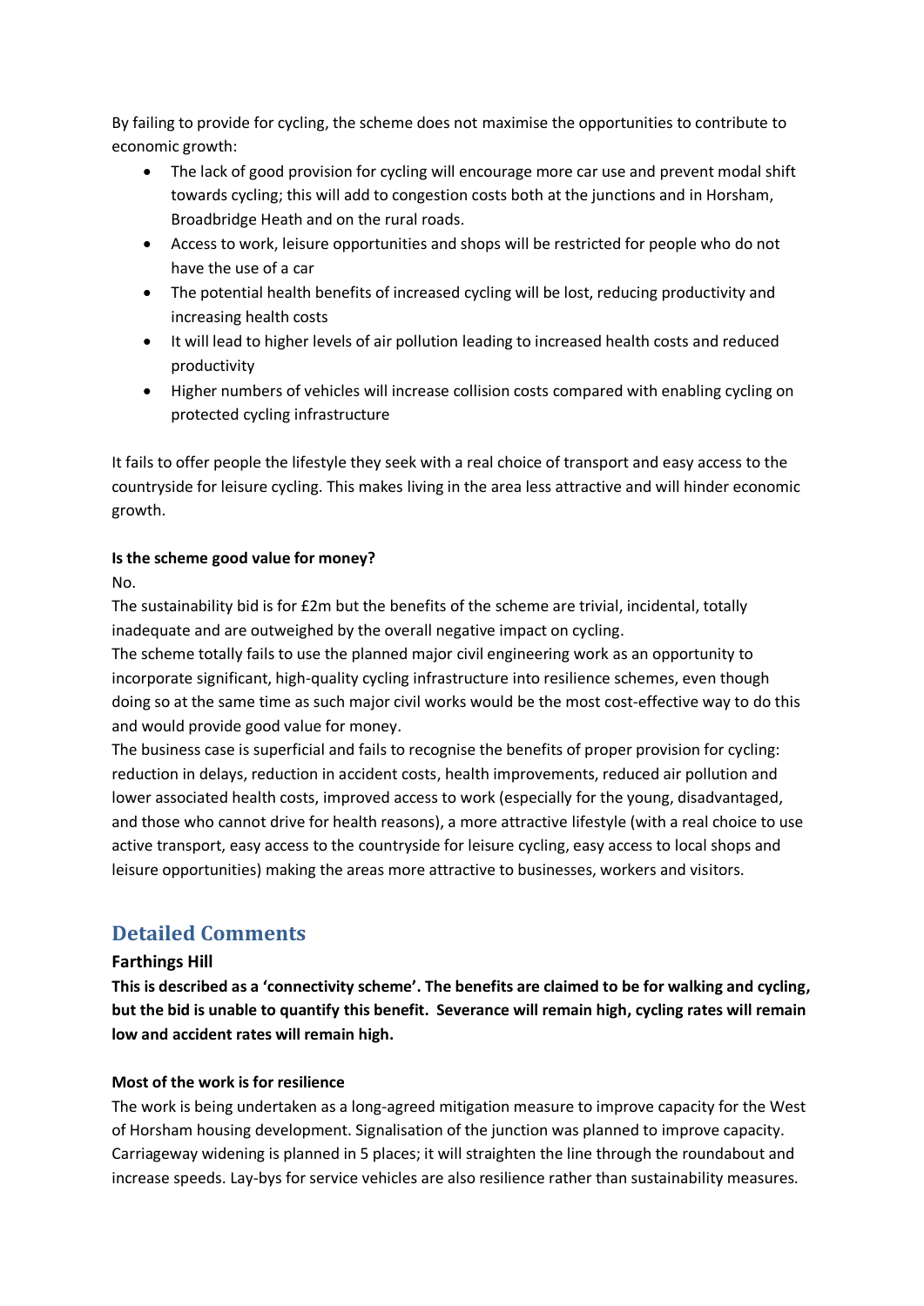By failing to provide for cycling, the scheme does not maximise the opportunities to contribute to economic growth:

- The lack of good provision for cycling will encourage more car use and prevent modal shift towards cycling; this will add to congestion costs both at the junctions and in Horsham, Broadbridge Heath and on the rural roads.
- Access to work, leisure opportunities and shops will be restricted for people who do not have the use of a car
- The potential health benefits of increased cycling will be lost, reducing productivity and increasing health costs
- It will lead to higher levels of air pollution leading to increased health costs and reduced productivity
- Higher numbers of vehicles will increase collision costs compared with enabling cycling on protected cycling infrastructure

It fails to offer people the lifestyle they seek with a real choice of transport and easy access to the countryside for leisure cycling. This makes living in the area less attractive and will hinder economic growth.

**Is the scheme good value for money?**

No.

The sustainability bid is for £2m but the benefits of the scheme are trivial, incidental, totally inadequate and are outweighed by the overall negative impact on cycling.

The scheme totally fails to use the planned major civil engineering work as an opportunity to incorporate significant, high-quality cycling infrastructure into resilience schemes, even though doing so at the same time as such major civil works would be the most cost-effective way to do this and would provide good value for money.

The business case is superficial and fails to recognise the benefits of proper provision for cycling: reduction in delays, reduction in accident costs, health improvements, reduced air pollution and lower associated health costs, improved access to work (especially for the young, disadvantaged, and those who cannot drive for health reasons), a more attractive lifestyle (with a real choice to use active transport, easy access to the countryside for leisure cycling, easy access to local shops and leisure opportunities) making the areas more attractive to businesses, workers and visitors.

## Detailed Comments

### Farthings Hill

**This is described as a 'connectivity scheme'. The benefits are claimed to be for walking and cycling, but the bid is unable to quantify this benefit. Severance will remain high, cycling rates will remain low and accident rates will remain high.**

**Most of the work is for resilience**

The work is being undertaken as a long-agreed mitigation measure to improve capacity for the West of Horsham housing development. Signalisation of the junction was planned to improve capacity. Carriageway widening is planned in 5 places; it will straighten the line through the roundabout and increase speeds. Lay-bys for service vehicles are also resilience rather than sustainability measures.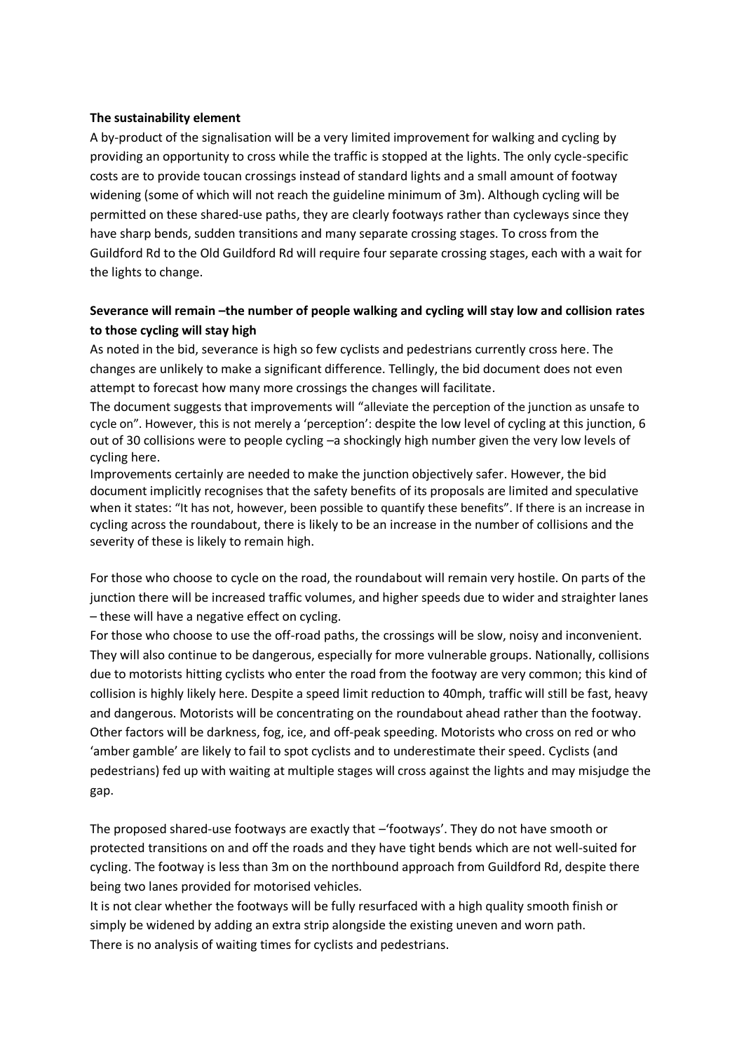**The sustainability element**

A by-product of the signalisation will be a very limited improvement for walking and cycling by providing an opportunity to cross while the traffic is stopped at the lights. The only cycle-specific costs are to provide toucan crossings instead of standard lights and a small amount of footway widening (some of which will not reach the guideline minimum of 3m). Although cycling will be permitted on these shared-use paths, they are clearly footways rather than cycleways since they have sharp bends, sudden transitions and many separate crossing stages. To cross from the Guildford Rd to the Old Guildford Rd will require four separate crossing stages, each with a wait for the lights to change.

**Severance will remain –the number of people walking and cycling will stay low and collision rates to those cycling will stay high**

As noted in the bid, severance is high so few cyclists and pedestrians currently cross here. The changes are unlikely to make a significant difference. Tellingly, the bid document does not even attempt to forecast how many more crossings the changes will facilitate.

The document suggests that improvements will "alleviate the perception of the junction as unsafe to cycle on". However, this is not merely a 'perception': despite the low level of cycling at this junction, 6 out of 30 collisions were to people cycling –a shockingly high number given the very low levels of cycling here.

Improvements certainly are needed to make the junction objectively safer. However, the bid document implicitly recognises that the safety benefits of its proposals are limited and speculative when it states: "It has not, however, been possible to quantify these benefits". If there is an increase in cycling across the roundabout, there is likely to be an increase in the number of collisions and the severity of these is likely to remain high.

For those who choose to cycle on the road, the roundabout will remain very hostile. On parts of the junction there will be increased traffic volumes, and higher speeds due to wider and straighter lanes – these will have a negative effect on cycling.

For those who choose to use the off-road paths, the crossings will be slow, noisy and inconvenient. They will also continue to be dangerous, especially for more vulnerable groups. Nationally, collisions due to motorists hitting cyclists who enter the road from the footway are very common; this kind of collision is highly likely here. Despite a speed limit reduction to 40mph, traffic will still be fast, heavy and dangerous. Motorists will be concentrating on the roundabout ahead rather than the footway. Other factors will be darkness, fog, ice, and off-peak speeding. Motorists who cross on red or who 'amber gamble' are likely to fail to spot cyclists and to underestimate their speed. Cyclists (and pedestrians) fed up with waiting at multiple stages will cross against the lights and may misjudge the gap.

The proposed shared-use footways are exactly that –'footways'. They do not have smooth or protected transitions on and off the roads and they have tight bends which are not well-suited for cycling. The footway is less than 3m on the northbound approach from Guildford Rd, despite there being two lanes provided for motorised vehicles.

It is not clear whether the footways will be fully resurfaced with a high quality smooth finish or simply be widened by adding an extra strip alongside the existing uneven and worn path.

There is no analysis of waiting times for cyclists and pedestrians.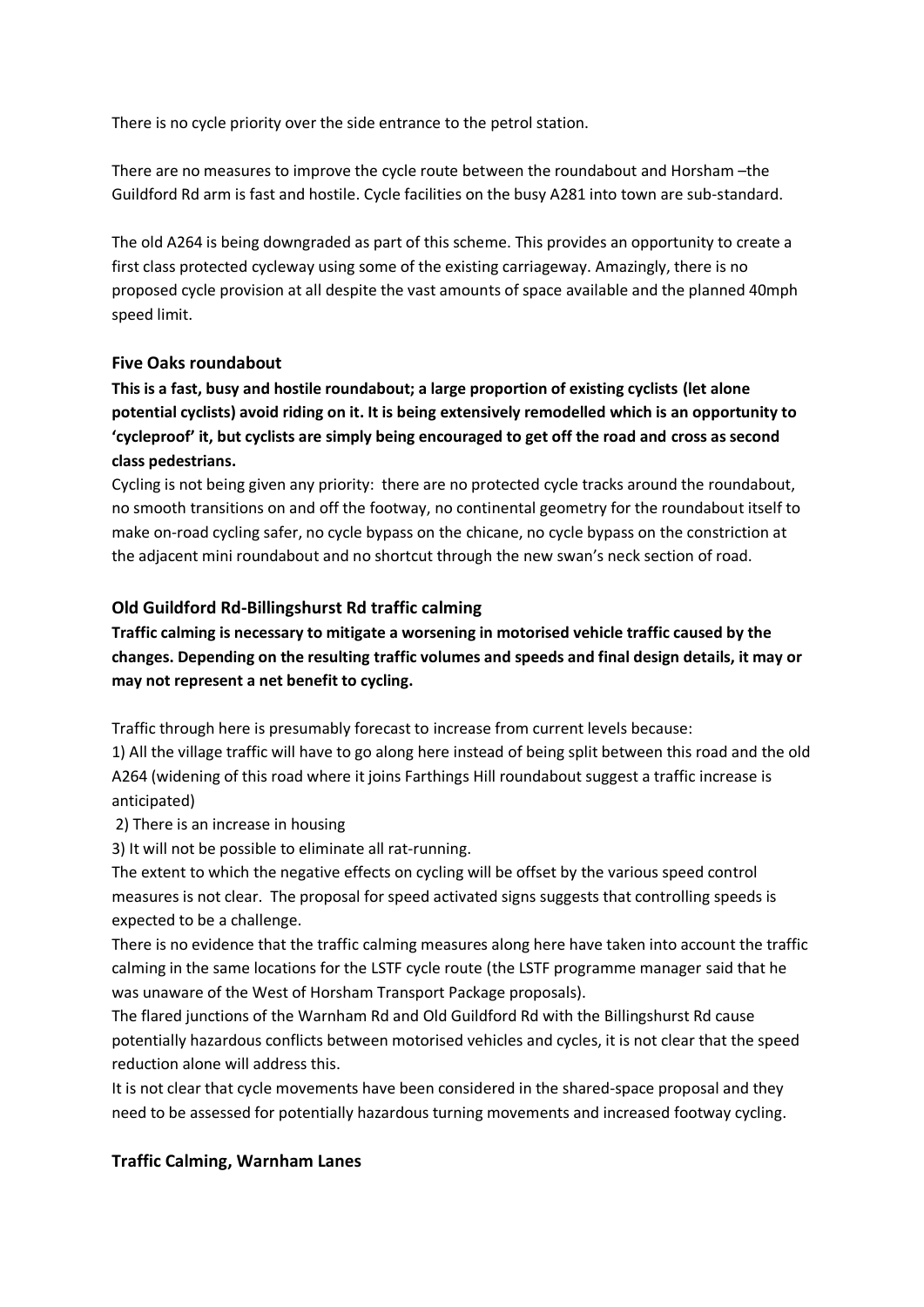There is no cycle priority over the side entrance to the petrol station.

There are no measures to improve the cycle route between the roundabout and Horsham –the Guildford Rd arm is fast and hostile. Cycle facilities on the busy A281 into town are sub-standard.

The old A264 is being downgraded as part of this scheme. This provides an opportunity to create a first class protected cycleway using some of the existing carriageway. Amazingly, there is no proposed cycle provision at all despite the vast amounts of space available and the planned 40mph speed limit.

### Five Oaks roundabout

**This is a fast, busy and hostile roundabout; a large proportion of existing cyclists (let alone potential cyclists) avoid riding on it. It is being extensively remodelled which is an opportunity to 'cycleproof' it, but cyclists are simply being encouraged to get off the road and cross as second class pedestrians.**

Cycling is not being given any priority: there are no protected cycle tracks around the roundabout, no smooth transitions on and off the footway, no continental geometry for the roundabout itself to make on-road cycling safer, no cycle bypass on the chicane, no cycle bypass on the constriction at the adjacent mini roundabout and no shortcut through the new swan's neck section of road.

### Old Guildford Rd-Billingshurst Rd traffic calming

**Traffic calming is necessary to mitigate a worsening in motorised vehicle traffic caused by the changes. Depending on the resulting traffic volumes and speeds and final design details, it may or may not represent a net benefit to cycling.**

Traffic through here is presumably forecast to increase from current levels because:

1) All the village traffic will have to go along here instead of being split between this road and the old A264 (widening of this road where it joins Farthings Hill roundabout suggest a traffic increase is anticipated)
2) There is an increase in housing
3) It will not be possible to eliminate all rat-running.

The extent to which the negative effects on cycling will be offset by the various speed control measures is not clear. The proposal for speed activated signs suggests that controlling speeds is expected to be a challenge.

There is no evidence that the traffic calming measures along here have taken into account the traffic calming in the same locations for the LSTF cycle route (the LSTF programme manager said that he was unaware of the West of Horsham Transport Package proposals).

The flared junctions of the Warnham Rd and Old Guildford Rd with the Billingshurst Rd cause potentially hazardous conflicts between motorised vehicles and cycles, it is not clear that the speed reduction alone will address this.

It is not clear that cycle movements have been considered in the shared-space proposal and they need to be assessed for potentially hazardous turning movements and increased footway cycling.

### Traffic Calming, Warnham Lanes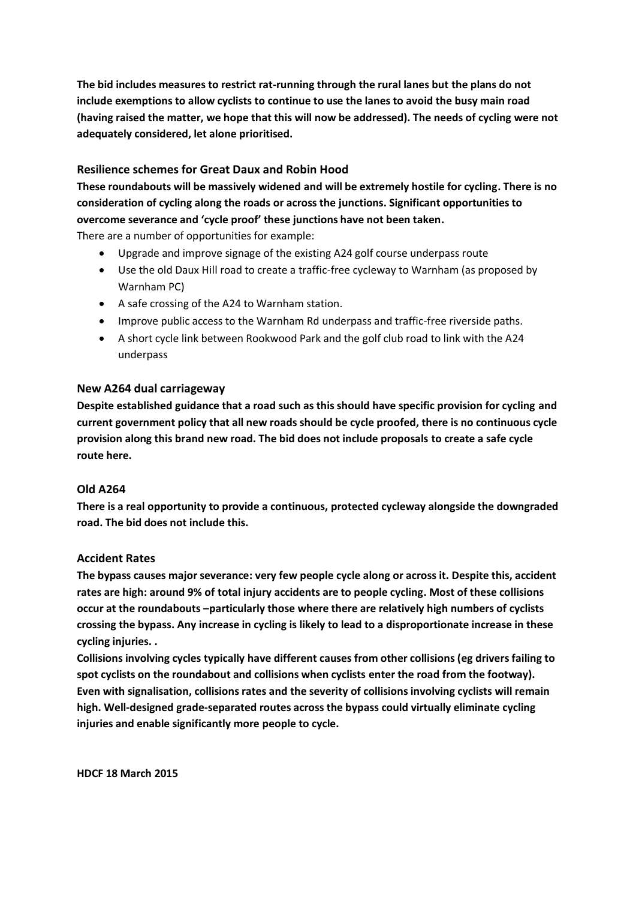**The bid includes measures to restrict rat-running through the rural lanes but the plans do not include exemptions to allow cyclists to continue to use the lanes to avoid the busy main road (having raised the matter, we hope that this will now be addressed). The needs of cycling were not adequately considered, let alone prioritised.**

### Resilience schemes for Great Daux and Robin Hood

**These roundabouts will be massively widened and will be extremely hostile for cycling. There is no consideration of cycling along the roads or across the junctions. Significant opportunities to overcome severance and 'cycle proof' these junctions have not been taken.**

There are a number of opportunities for example:

- Upgrade and improve signage of the existing A24 golf course underpass route
- Use the old Daux Hill road to create a traffic-free cycleway to Warnham (as proposed by Warnham PC)
- A safe crossing of the A24 to Warnham station.
- Improve public access to the Warnham Rd underpass and traffic-free riverside paths.
- A short cycle link between Rookwood Park and the golf club road to link with the A24 underpass

### New A264 dual carriageway

**Despite established guidance that a road such as this should have specific provision for cycling and current government policy that all new roads should be cycle proofed, there is no continuous cycle provision along this brand new road. The bid does not include proposals to create a safe cycle route here.**

### Old A264

**There is a real opportunity to provide a continuous, protected cycleway alongside the downgraded road. The bid does not include this.**

### Accident Rates

**The bypass causes major severance: very few people cycle along or across it. Despite this, accident rates are high: around 9% of total injury accidents are to people cycling. Most of these collisions occur at the roundabouts –particularly those where there are relatively high numbers of cyclists crossing the bypass. Any increase in cycling is likely to lead to a disproportionate increase in these cycling injuries. .**

**Collisions involving cycles typically have different causes from other collisions (eg drivers failing to spot cyclists on the roundabout and collisions when cyclists enter the road from the footway). Even with signalisation, collisions rates and the severity of collisions involving cyclists will remain high. Well-designed grade-separated routes across the bypass could virtually eliminate cycling injuries and enable significantly more people to cycle.**

**HDCF 18 March 2015**